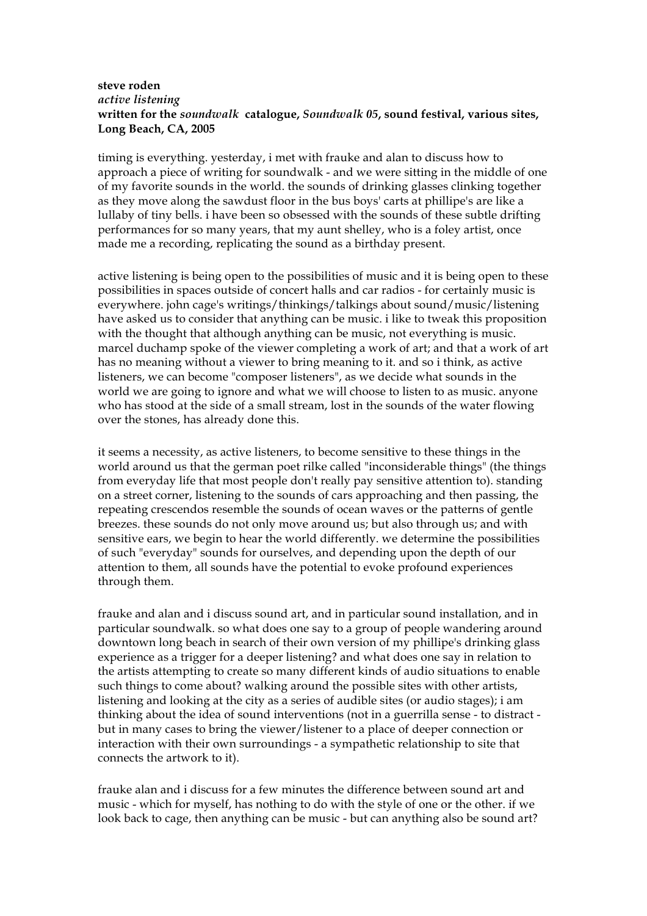**steve roden**
*active listening*
**written for the *soundwalk* catalogue, *Soundwalk 05*, sound festival, various sites, Long Beach, CA, 2005**

timing is everything. yesterday, i met with frauke and alan to discuss how to approach a piece of writing for soundwalk - and we were sitting in the middle of one of my favorite sounds in the world. the sounds of drinking glasses clinking together as they move along the sawdust floor in the bus boys' carts at phillipe's are like a lullaby of tiny bells. i have been so obsessed with the sounds of these subtle drifting performances for so many years, that my aunt shelley, who is a foley artist, once made me a recording, replicating the sound as a birthday present.

active listening is being open to the possibilities of music and it is being open to these possibilities in spaces outside of concert halls and car radios - for certainly music is everywhere. john cage's writings/thinkings/talkings about sound/music/listening have asked us to consider that anything can be music. i like to tweak this proposition with the thought that although anything can be music, not everything is music. marcel duchamp spoke of the viewer completing a work of art; and that a work of art has no meaning without a viewer to bring meaning to it. and so i think, as active listeners, we can become "composer listeners", as we decide what sounds in the world we are going to ignore and what we will choose to listen to as music. anyone who has stood at the side of a small stream, lost in the sounds of the water flowing over the stones, has already done this.

it seems a necessity, as active listeners, to become sensitive to these things in the world around us that the german poet rilke called "inconsiderable things" (the things from everyday life that most people don't really pay sensitive attention to). standing on a street corner, listening to the sounds of cars approaching and then passing, the repeating crescendos resemble the sounds of ocean waves or the patterns of gentle breezes. these sounds do not only move around us; but also through us; and with sensitive ears, we begin to hear the world differently. we determine the possibilities of such "everyday" sounds for ourselves, and depending upon the depth of our attention to them, all sounds have the potential to evoke profound experiences through them.

frauke and alan and i discuss sound art, and in particular sound installation, and in particular soundwalk. so what does one say to a group of people wandering around downtown long beach in search of their own version of my phillipe's drinking glass experience as a trigger for a deeper listening? and what does one say in relation to the artists attempting to create so many different kinds of audio situations to enable such things to come about? walking around the possible sites with other artists, listening and looking at the city as a series of audible sites (or audio stages); i am thinking about the idea of sound interventions (not in a guerrilla sense - to distract - but in many cases to bring the viewer/listener to a place of deeper connection or interaction with their own surroundings - a sympathetic relationship to site that connects the artwork to it).

frauke alan and i discuss for a few minutes the difference between sound art and music - which for myself, has nothing to do with the style of one or the other. if we look back to cage, then anything can be music - but can anything also be sound art?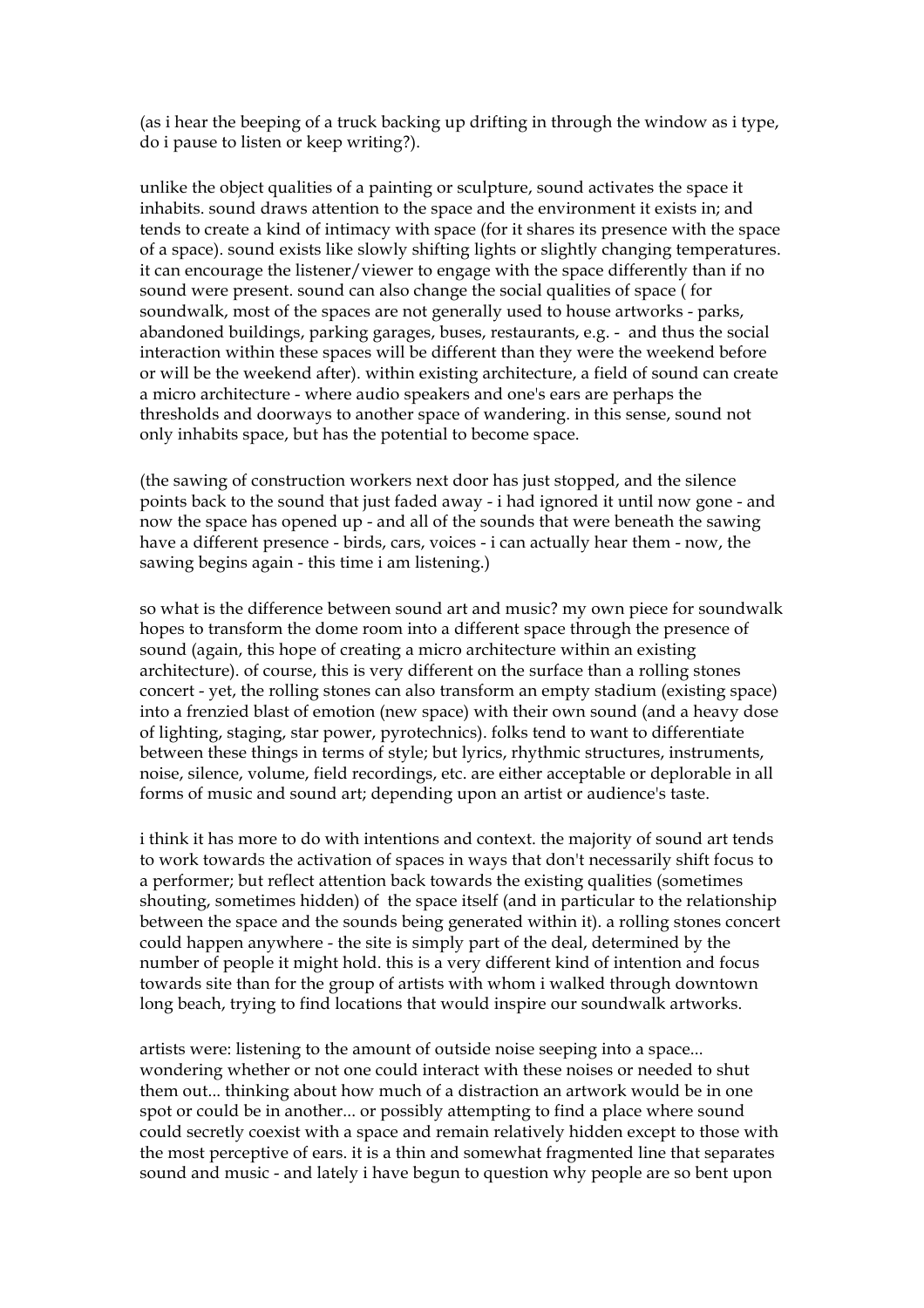(as i hear the beeping of a truck backing up drifting in through the window as i type, do i pause to listen or keep writing?).

unlike the object qualities of a painting or sculpture, sound activates the space it inhabits. sound draws attention to the space and the environment it exists in; and tends to create a kind of intimacy with space (for it shares its presence with the space of a space). sound exists like slowly shifting lights or slightly changing temperatures. it can encourage the listener/viewer to engage with the space differently than if no sound were present. sound can also change the social qualities of space ( for soundwalk, most of the spaces are not generally used to house artworks - parks, abandoned buildings, parking garages, buses, restaurants, e.g. - and thus the social interaction within these spaces will be different than they were the weekend before or will be the weekend after). within existing architecture, a field of sound can create a micro architecture - where audio speakers and one's ears are perhaps the thresholds and doorways to another space of wandering. in this sense, sound not only inhabits space, but has the potential to become space.

(the sawing of construction workers next door has just stopped, and the silence points back to the sound that just faded away - i had ignored it until now gone - and now the space has opened up - and all of the sounds that were beneath the sawing have a different presence - birds, cars, voices - i can actually hear them - now, the sawing begins again - this time i am listening.)

so what is the difference between sound art and music? my own piece for soundwalk hopes to transform the dome room into a different space through the presence of sound (again, this hope of creating a micro architecture within an existing architecture). of course, this is very different on the surface than a rolling stones concert - yet, the rolling stones can also transform an empty stadium (existing space) into a frenzied blast of emotion (new space) with their own sound (and a heavy dose of lighting, staging, star power, pyrotechnics). folks tend to want to differentiate between these things in terms of style; but lyrics, rhythmic structures, instruments, noise, silence, volume, field recordings, etc. are either acceptable or deplorable in all forms of music and sound art; depending upon an artist or audience's taste.

i think it has more to do with intentions and context. the majority of sound art tends to work towards the activation of spaces in ways that don't necessarily shift focus to a performer; but reflect attention back towards the existing qualities (sometimes shouting, sometimes hidden) of the space itself (and in particular to the relationship between the space and the sounds being generated within it). a rolling stones concert could happen anywhere - the site is simply part of the deal, determined by the number of people it might hold. this is a very different kind of intention and focus towards site than for the group of artists with whom i walked through downtown long beach, trying to find locations that would inspire our soundwalk artworks.

artists were: listening to the amount of outside noise seeping into a space... wondering whether or not one could interact with these noises or needed to shut them out... thinking about how much of a distraction an artwork would be in one spot or could be in another... or possibly attempting to find a place where sound could secretly coexist with a space and remain relatively hidden except to those with the most perceptive of ears. it is a thin and somewhat fragmented line that separates sound and music - and lately i have begun to question why people are so bent upon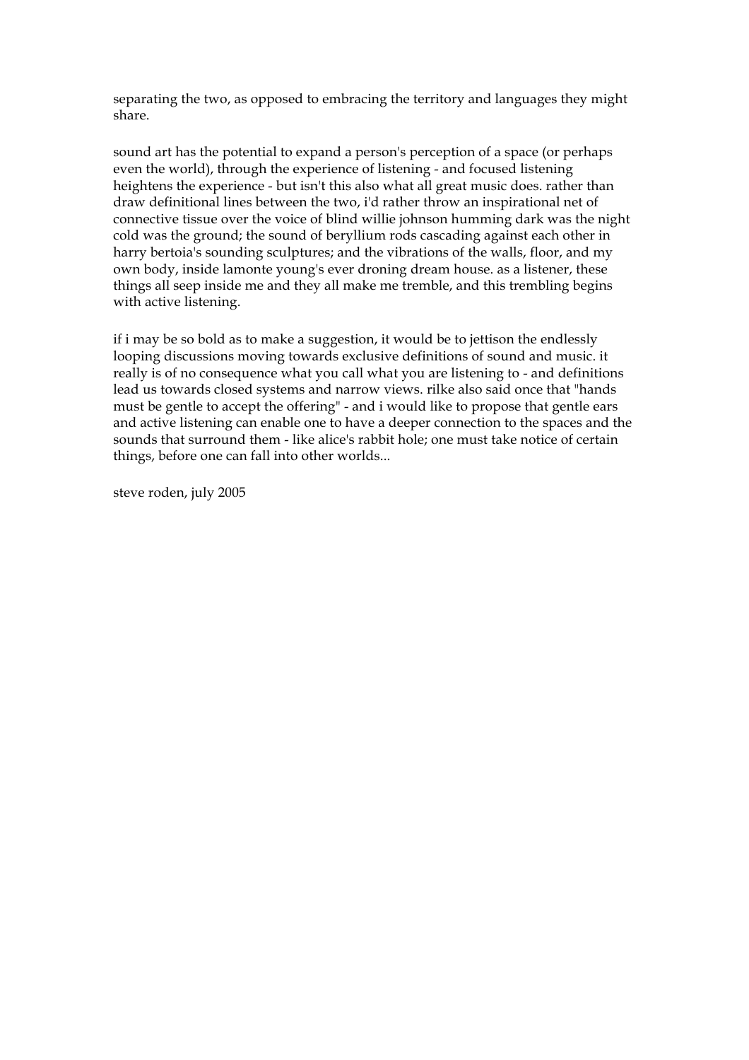separating the two, as opposed to embracing the territory and languages they might share.

sound art has the potential to expand a person's perception of a space (or perhaps even the world), through the experience of listening - and focused listening heightens the experience - but isn't this also what all great music does. rather than draw definitional lines between the two, i'd rather throw an inspirational net of connective tissue over the voice of blind willie johnson humming dark was the night cold was the ground; the sound of beryllium rods cascading against each other in harry bertoia's sounding sculptures; and the vibrations of the walls, floor, and my own body, inside lamonte young's ever droning dream house. as a listener, these things all seep inside me and they all make me tremble, and this trembling begins with active listening.

if i may be so bold as to make a suggestion, it would be to jettison the endlessly looping discussions moving towards exclusive definitions of sound and music. it really is of no consequence what you call what you are listening to - and definitions lead us towards closed systems and narrow views. rilke also said once that "hands must be gentle to accept the offering" - and i would like to propose that gentle ears and active listening can enable one to have a deeper connection to the spaces and the sounds that surround them - like alice's rabbit hole; one must take notice of certain things, before one can fall into other worlds...

steve roden, july 2005